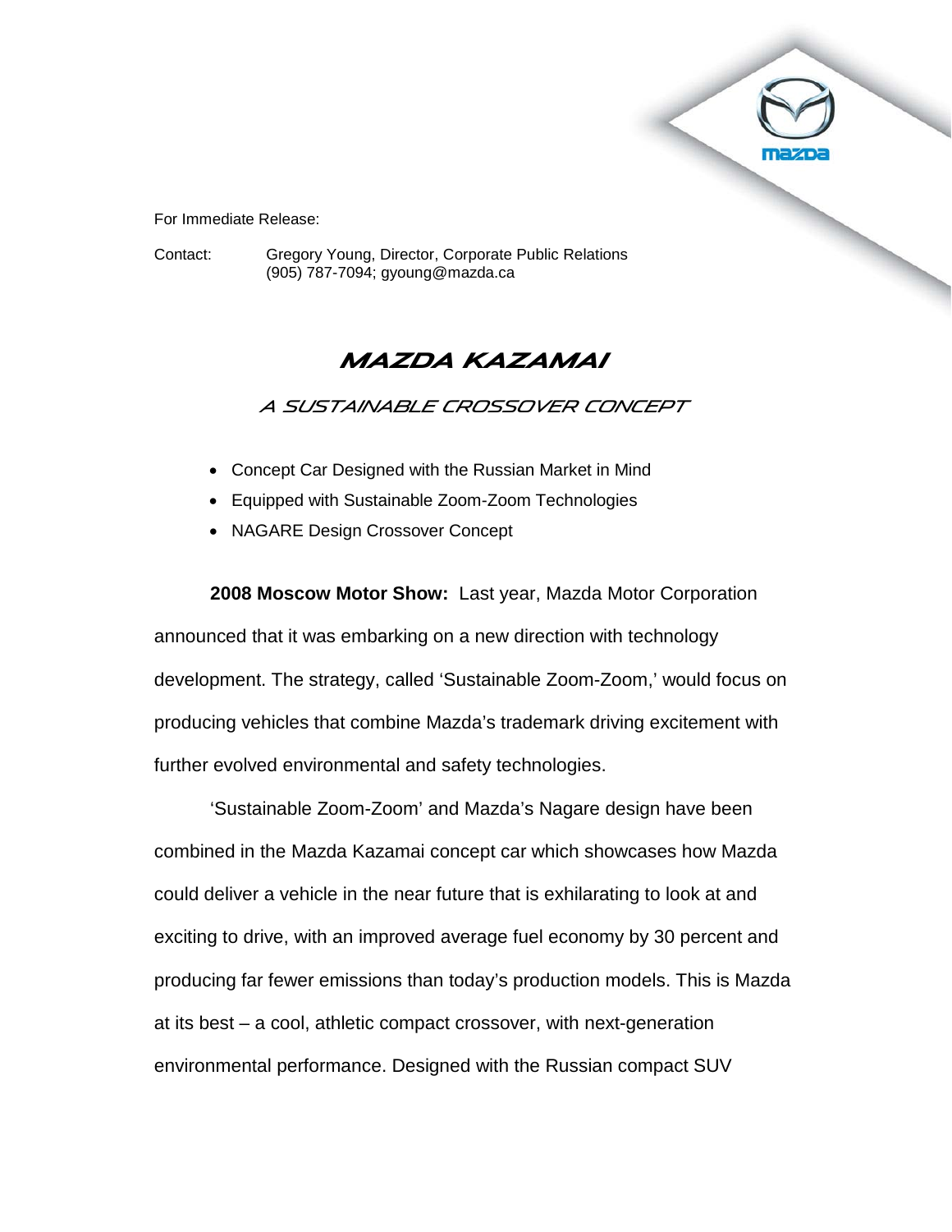For Immediate Release:

Contact: Gregory Young, Director, Corporate Public Relations
(905) 787-7094; gyoung@mazda.ca

# MAZDA KAZAMAI

## A SUSTAINABLE CROSSOVER CONCEPT

- Concept Car Designed with the Russian Market in Mind
- Equipped with Sustainable Zoom-Zoom Technologies
- NAGARE Design Crossover Concept

**2008 Moscow Motor Show:** Last year, Mazda Motor Corporation announced that it was embarking on a new direction with technology development. The strategy, called 'Sustainable Zoom-Zoom,' would focus on producing vehicles that combine Mazda's trademark driving excitement with further evolved environmental and safety technologies.

'Sustainable Zoom-Zoom' and Mazda's Nagare design have been combined in the Mazda Kazamai concept car which showcases how Mazda could deliver a vehicle in the near future that is exhilarating to look at and exciting to drive, with an improved average fuel economy by 30 percent and producing far fewer emissions than today's production models. This is Mazda at its best – a cool, athletic compact crossover, with next-generation environmental performance. Designed with the Russian compact SUV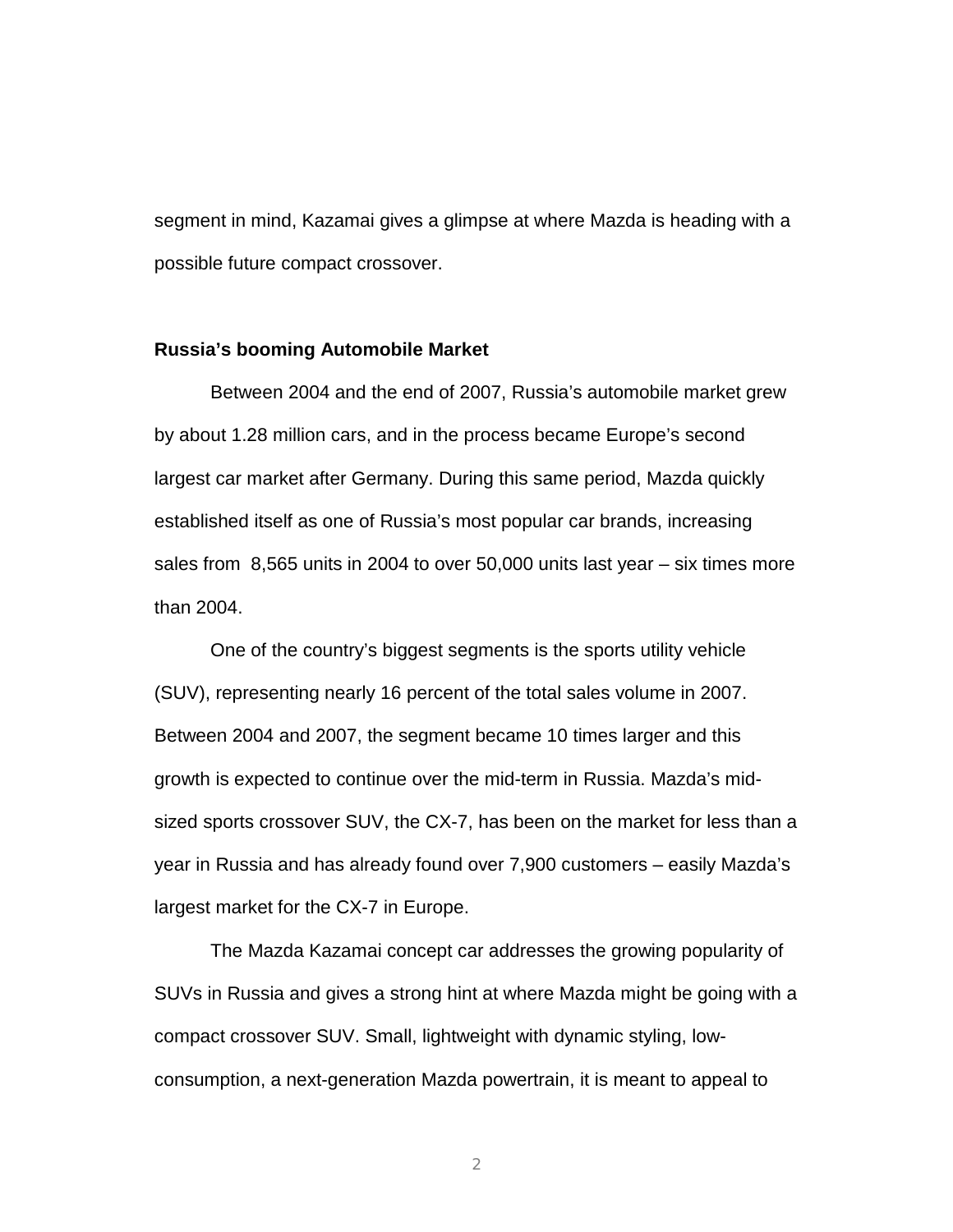segment in mind, Kazamai gives a glimpse at where Mazda is heading with a possible future compact crossover.

**Russia's booming Automobile Market**

Between 2004 and the end of 2007, Russia's automobile market grew by about 1.28 million cars, and in the process became Europe's second largest car market after Germany. During this same period, Mazda quickly established itself as one of Russia's most popular car brands, increasing sales from 8,565 units in 2004 to over 50,000 units last year – six times more than 2004.

One of the country's biggest segments is the sports utility vehicle (SUV), representing nearly 16 percent of the total sales volume in 2007. Between 2004 and 2007, the segment became 10 times larger and this growth is expected to continue over the mid-term in Russia. Mazda's mid-sized sports crossover SUV, the CX-7, has been on the market for less than a year in Russia and has already found over 7,900 customers – easily Mazda's largest market for the CX-7 in Europe.

The Mazda Kazamai concept car addresses the growing popularity of SUVs in Russia and gives a strong hint at where Mazda might be going with a compact crossover SUV. Small, lightweight with dynamic styling, low-consumption, a next-generation Mazda powertrain, it is meant to appeal to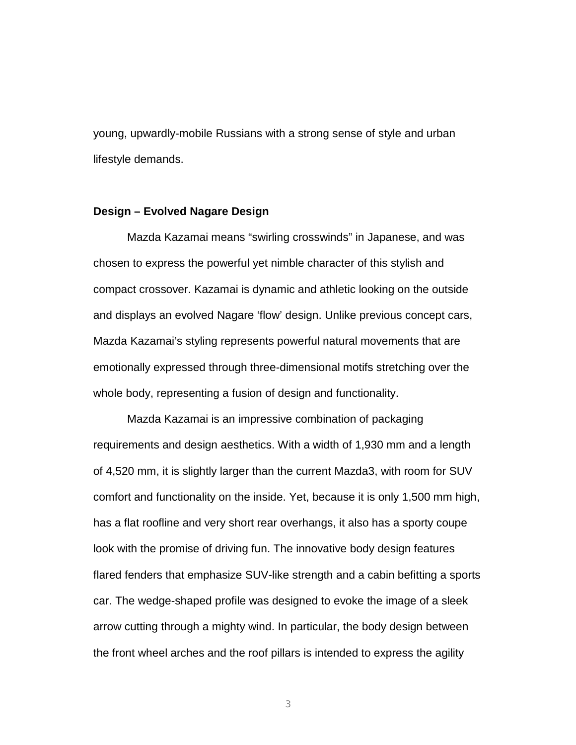young, upwardly-mobile Russians with a strong sense of style and urban lifestyle demands.

**Design – Evolved Nagare Design**

Mazda Kazamai means “swirling crosswinds” in Japanese, and was chosen to express the powerful yet nimble character of this stylish and compact crossover. Kazamai is dynamic and athletic looking on the outside and displays an evolved Nagare ‘flow’ design. Unlike previous concept cars, Mazda Kazamai’s styling represents powerful natural movements that are emotionally expressed through three-dimensional motifs stretching over the whole body, representing a fusion of design and functionality.

Mazda Kazamai is an impressive combination of packaging requirements and design aesthetics. With a width of 1,930 mm and a length of 4,520 mm, it is slightly larger than the current Mazda3, with room for SUV comfort and functionality on the inside. Yet, because it is only 1,500 mm high, has a flat roofline and very short rear overhangs, it also has a sporty coupe look with the promise of driving fun. The innovative body design features flared fenders that emphasize SUV-like strength and a cabin befitting a sports car. The wedge-shaped profile was designed to evoke the image of a sleek arrow cutting through a mighty wind. In particular, the body design between the front wheel arches and the roof pillars is intended to express the agility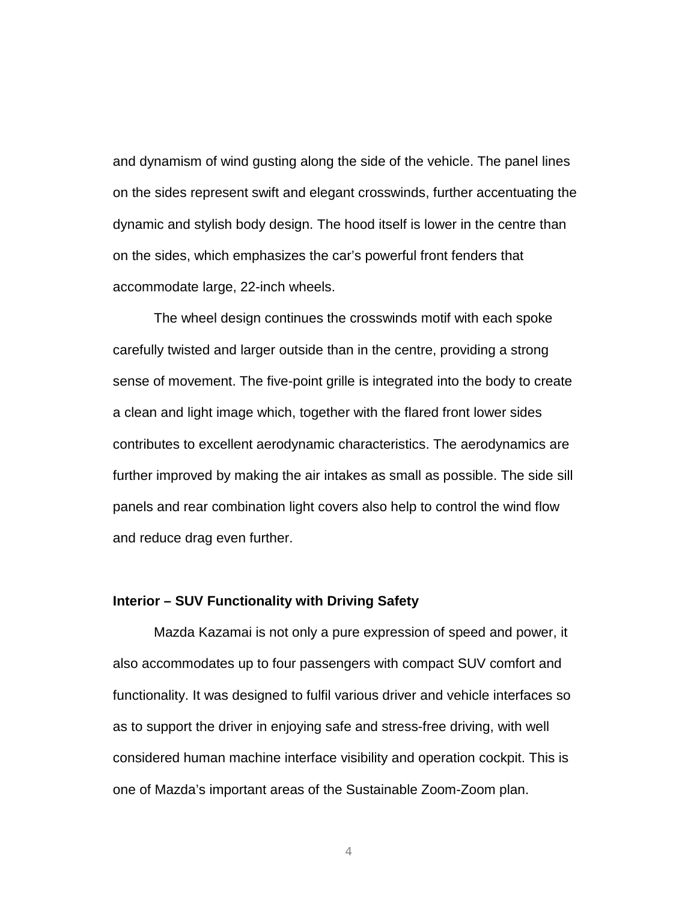and dynamism of wind gusting along the side of the vehicle. The panel lines on the sides represent swift and elegant crosswinds, further accentuating the dynamic and stylish body design. The hood itself is lower in the centre than on the sides, which emphasizes the car's powerful front fenders that accommodate large, 22-inch wheels.

The wheel design continues the crosswinds motif with each spoke carefully twisted and larger outside than in the centre, providing a strong sense of movement. The five-point grille is integrated into the body to create a clean and light image which, together with the flared front lower sides contributes to excellent aerodynamic characteristics. The aerodynamics are further improved by making the air intakes as small as possible. The side sill panels and rear combination light covers also help to control the wind flow and reduce drag even further.

**Interior – SUV Functionality with Driving Safety**

Mazda Kazamai is not only a pure expression of speed and power, it also accommodates up to four passengers with compact SUV comfort and functionality. It was designed to fulfil various driver and vehicle interfaces so as to support the driver in enjoying safe and stress-free driving, with well considered human machine interface visibility and operation cockpit. This is one of Mazda's important areas of the Sustainable Zoom-Zoom plan.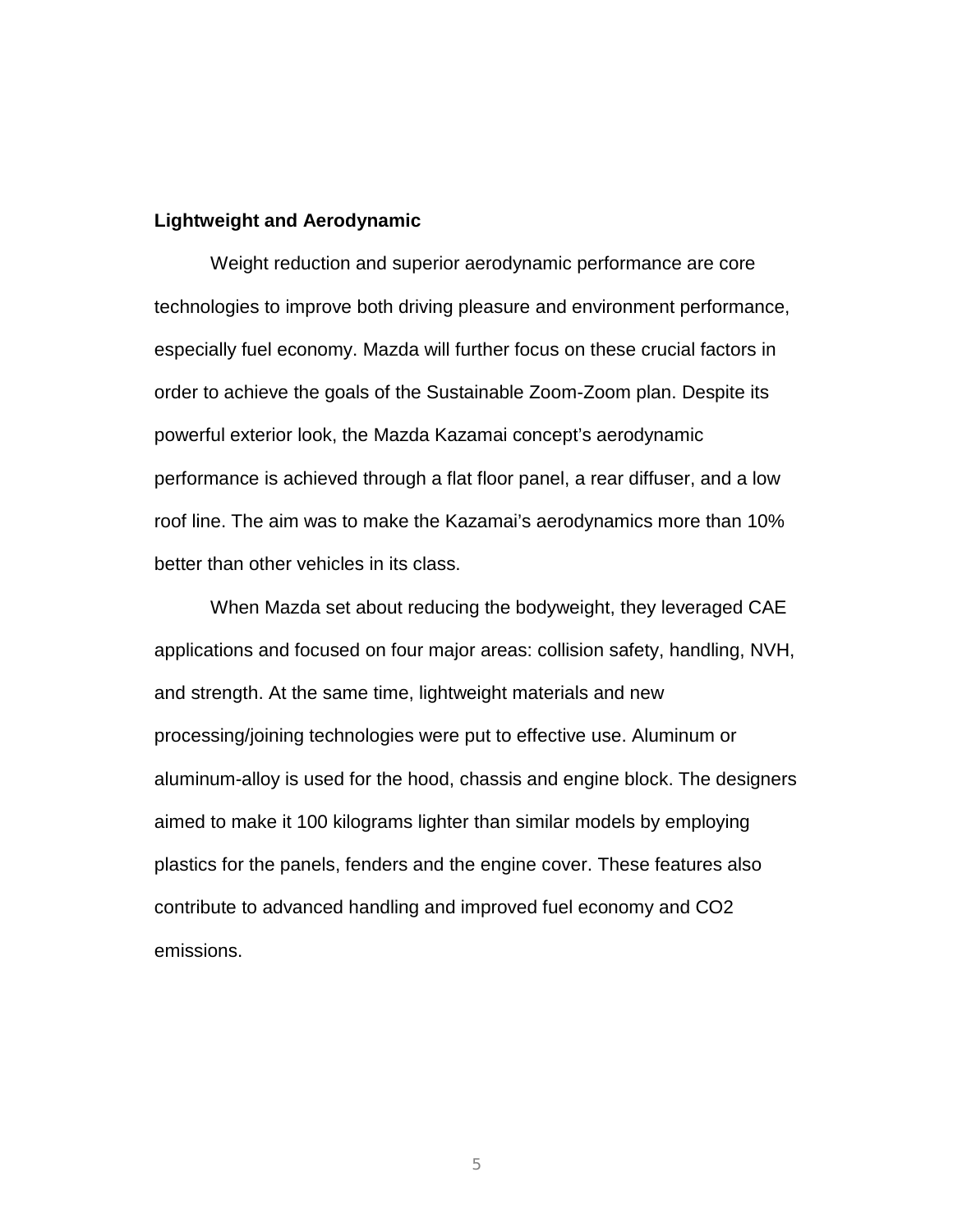**Lightweight and Aerodynamic**

Weight reduction and superior aerodynamic performance are core technologies to improve both driving pleasure and environment performance, especially fuel economy. Mazda will further focus on these crucial factors in order to achieve the goals of the Sustainable Zoom-Zoom plan. Despite its powerful exterior look, the Mazda Kazamai concept's aerodynamic performance is achieved through a flat floor panel, a rear diffuser, and a low roof line. The aim was to make the Kazamai's aerodynamics more than 10% better than other vehicles in its class.

When Mazda set about reducing the bodyweight, they leveraged CAE applications and focused on four major areas: collision safety, handling, NVH, and strength. At the same time, lightweight materials and new processing/joining technologies were put to effective use. Aluminum or aluminum-alloy is used for the hood, chassis and engine block. The designers aimed to make it 100 kilograms lighter than similar models by employing plastics for the panels, fenders and the engine cover. These features also contribute to advanced handling and improved fuel economy and $CO_2$ emissions.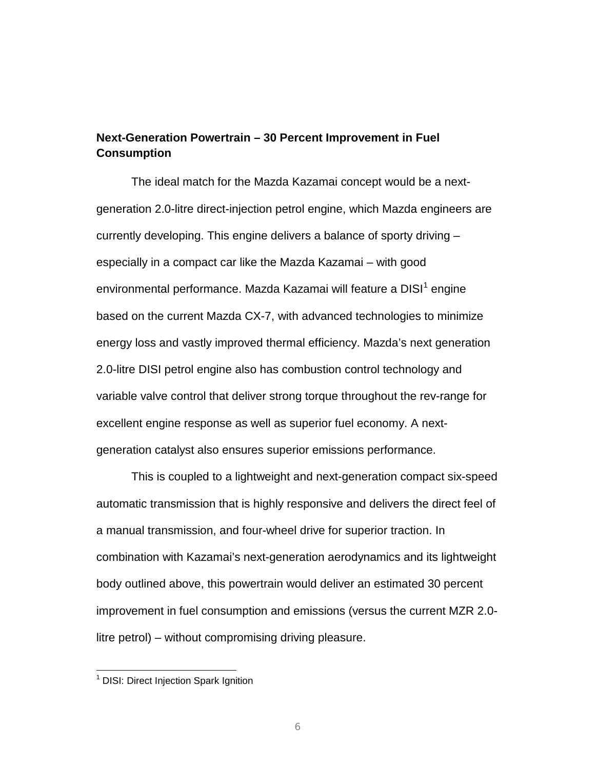**Next-Generation Powertrain – 30 Percent Improvement in Fuel Consumption**

The ideal match for the Mazda Kazamai concept would be a next-generation 2.0-litre direct-injection petrol engine, which Mazda engineers are currently developing. This engine delivers a balance of sporty driving – especially in a compact car like the Mazda Kazamai – with good environmental performance. Mazda Kazamai will feature a DISI[1] engine based on the current Mazda CX-7, with advanced technologies to minimize energy loss and vastly improved thermal efficiency. Mazda's next generation 2.0-litre DISI petrol engine also has combustion control technology and variable valve control that deliver strong torque throughout the rev-range for excellent engine response as well as superior fuel economy. A next-generation catalyst also ensures superior emissions performance.

This is coupled to a lightweight and next-generation compact six-speed automatic transmission that is highly responsive and delivers the direct feel of a manual transmission, and four-wheel drive for superior traction. In combination with Kazamai's next-generation aerodynamics and its lightweight body outlined above, this powertrain would deliver an estimated 30 percent improvement in fuel consumption and emissions (versus the current MZR 2.0-litre petrol) – without compromising driving pleasure.

---

[1] DISI: Direct Injection Spark Ignition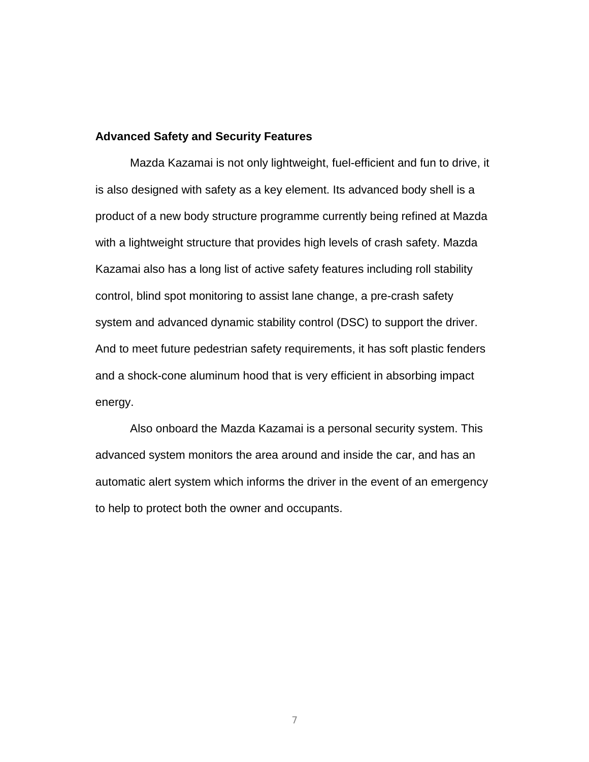**Advanced Safety and Security Features**

Mazda Kazamai is not only lightweight, fuel-efficient and fun to drive, it is also designed with safety as a key element. Its advanced body shell is a product of a new body structure programme currently being refined at Mazda with a lightweight structure that provides high levels of crash safety. Mazda Kazamai also has a long list of active safety features including roll stability control, blind spot monitoring to assist lane change, a pre-crash safety system and advanced dynamic stability control (DSC) to support the driver. And to meet future pedestrian safety requirements, it has soft plastic fenders and a shock-cone aluminum hood that is very efficient in absorbing impact energy.

Also onboard the Mazda Kazamai is a personal security system. This advanced system monitors the area around and inside the car, and has an automatic alert system which informs the driver in the event of an emergency to help to protect both the owner and occupants.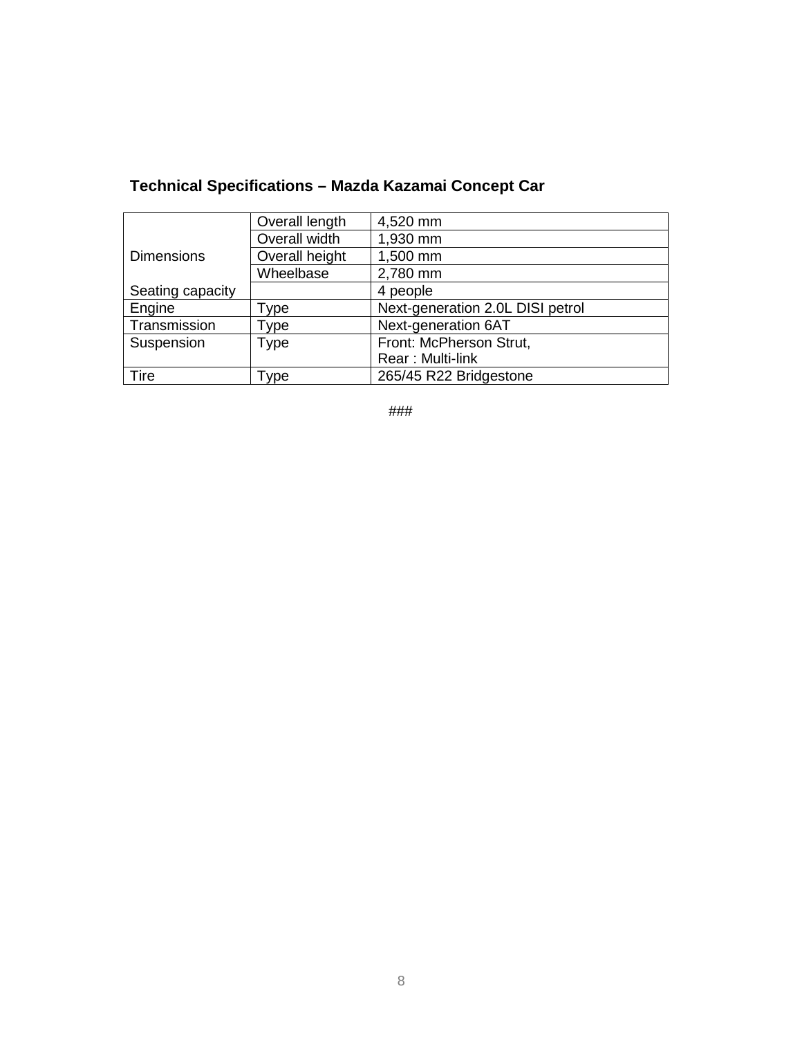## Technical Specifications – Mazda Kazamai Concept Car

| | | |
|---|---|---|
| Dimensions | Overall length | 4,520 mm |
| | Overall width | 1,930 mm |
| | Overall height | 1,500 mm |
| | Wheelbase | 2,780 mm |
| Seating capacity | | 4 people |
| Engine | Type | Next-generation 2.0L DISI petrol |
| Transmission | Type | Next-generation 6AT |
| Suspension | Type | Front: McPherson Strut,<br>Rear : Multi-link |
| Tire | Type | 265/45 R22 Bridgestone |

###